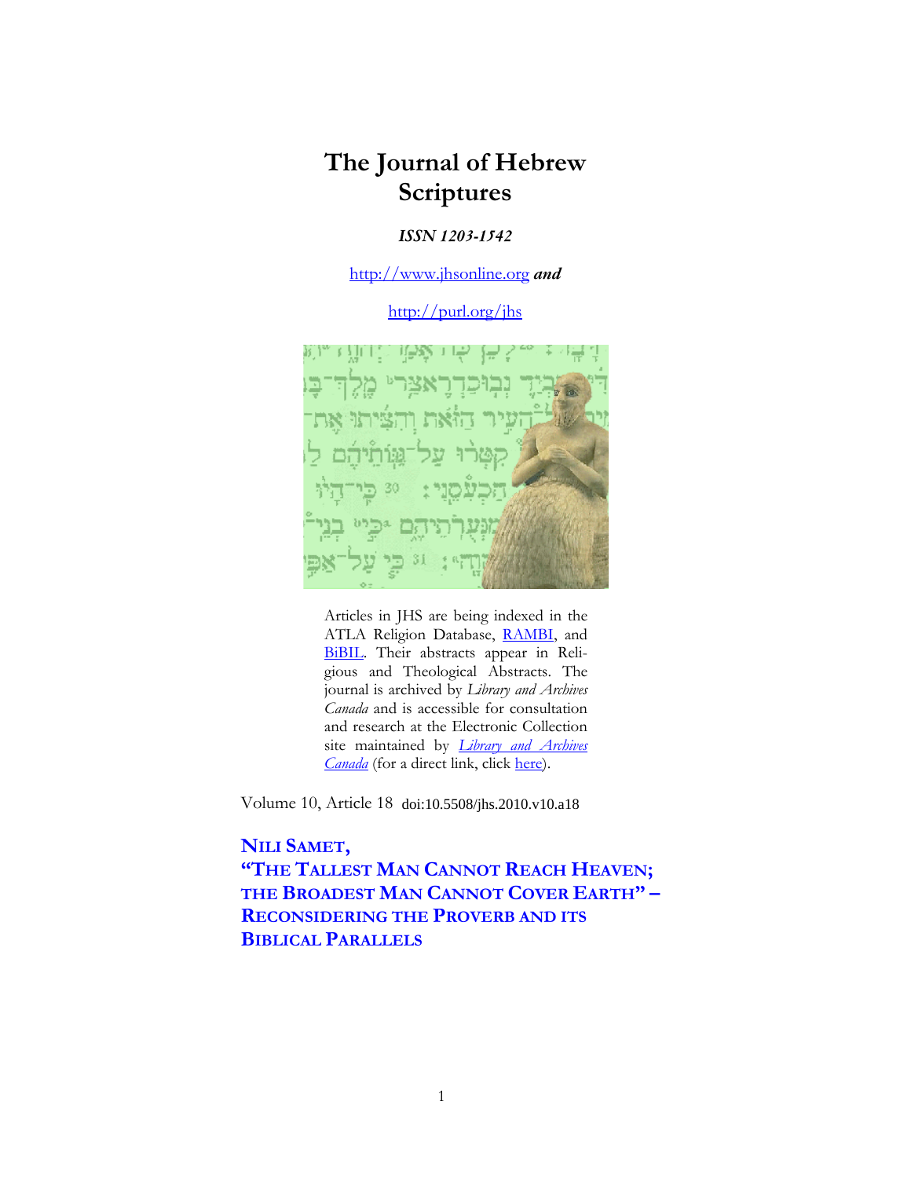# The Journal of Hebrew Scriptures

***ISSN 1203-1542***

http://www.jhsonline.org ***and***

http://purl.org/jhs

Articles in JHS are being indexed in the ATLA Religion Database, RAMBI, and BiBIL. Their abstracts appear in Religious and Theological Abstracts. The journal is archived by *Library and Archives Canada* and is accessible for consultation and research at the Electronic Collection site maintained by *Library and Archives Canada* (for a direct link, click here).

Volume 10, Article 18 doi:10.5508/jhs.2010.v10.a18

## NILI SAMET, “THE TALLEST MAN CANNOT REACH HEAVEN; THE BROADEST MAN CANNOT COVER EARTH” – RECONSIDERING THE PROVERB AND ITS BIBLICAL PARALLELS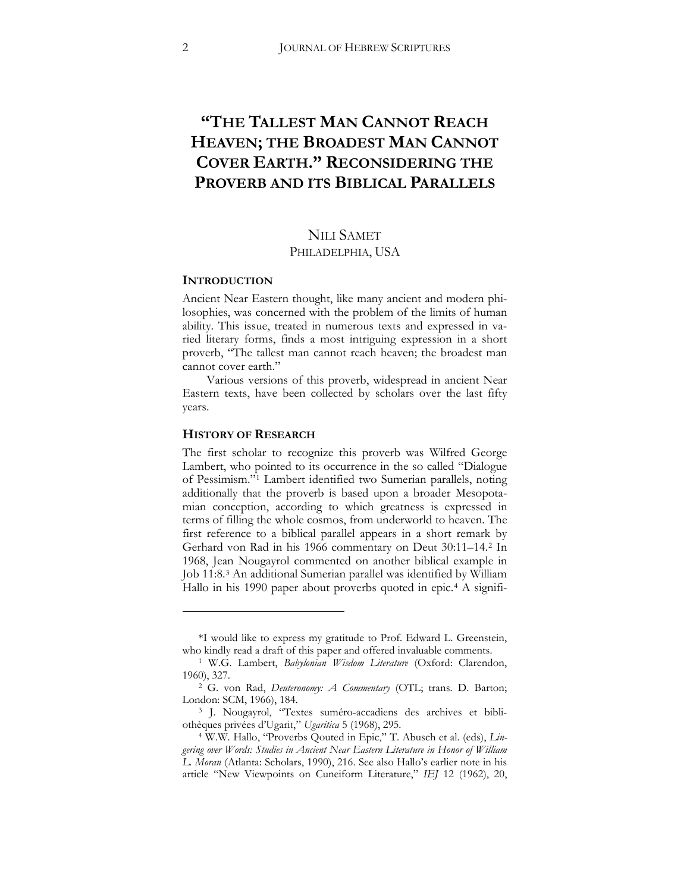# "THE TALLEST MAN CANNOT REACH HEAVEN; THE BROADEST MAN CANNOT COVER EARTH." RECONSIDERING THE PROVERB AND ITS BIBLICAL PARALLELS

NILI SAMET
PHILADELPHIA, USA

## INTRODUCTION

Ancient Near Eastern thought, like many ancient and modern philosophies, was concerned with the problem of the limits of human ability. This issue, treated in numerous texts and expressed in varied literary forms, finds a most intriguing expression in a short proverb, "The tallest man cannot reach heaven; the broadest man cannot cover earth."

Various versions of this proverb, widespread in ancient Near Eastern texts, have been collected by scholars over the last fifty years.

## HISTORY OF RESEARCH

The first scholar to recognize this proverb was Wilfred George Lambert, who pointed to its occurrence in the so called "Dialogue of Pessimism."[1] Lambert identified two Sumerian parallels, noting additionally that the proverb is based upon a broader Mesopotamian conception, according to which greatness is expressed in terms of filling the whole cosmos, from underworld to heaven. The first reference to a biblical parallel appears in a short remark by Gerhard von Rad in his 1966 commentary on Deut 30:11–14.[2] In 1968, Jean Nougayrol commented on another biblical example in Job 11:8.[3] An additional Sumerian parallel was identified by William Hallo in his 1990 paper about proverbs quoted in epic.[4] A signifi-

---

*I would like to express my gratitude to Prof. Edward L. Greenstein, who kindly read a draft of this paper and offered invaluable comments.

[1] W.G. Lambert, *Babylonian Wisdom Literature* (Oxford: Clarendon, 1960), 327.

[2] G. von Rad, *Deuteronomy: A Commentary* (OTL; trans. D. Barton; London: SCM, 1966), 184.

[3] J. Nougayrol, "Textes suméro-accadiens des archives et bibliothèques privées d'Ugarit," *Ugaritica* 5 (1968), 295.

[4] W.W. Hallo, "Proverbs Qouted in Epic," T. Abusch et al. (eds), *Lingering over Words: Studies in Ancient Near Eastern Literature in Honor of William L. Moran* (Atlanta: Scholars, 1990), 216. See also Hallo's earlier note in his article "New Viewpoints on Cuneiform Literature," *IEJ* 12 (1962), 20,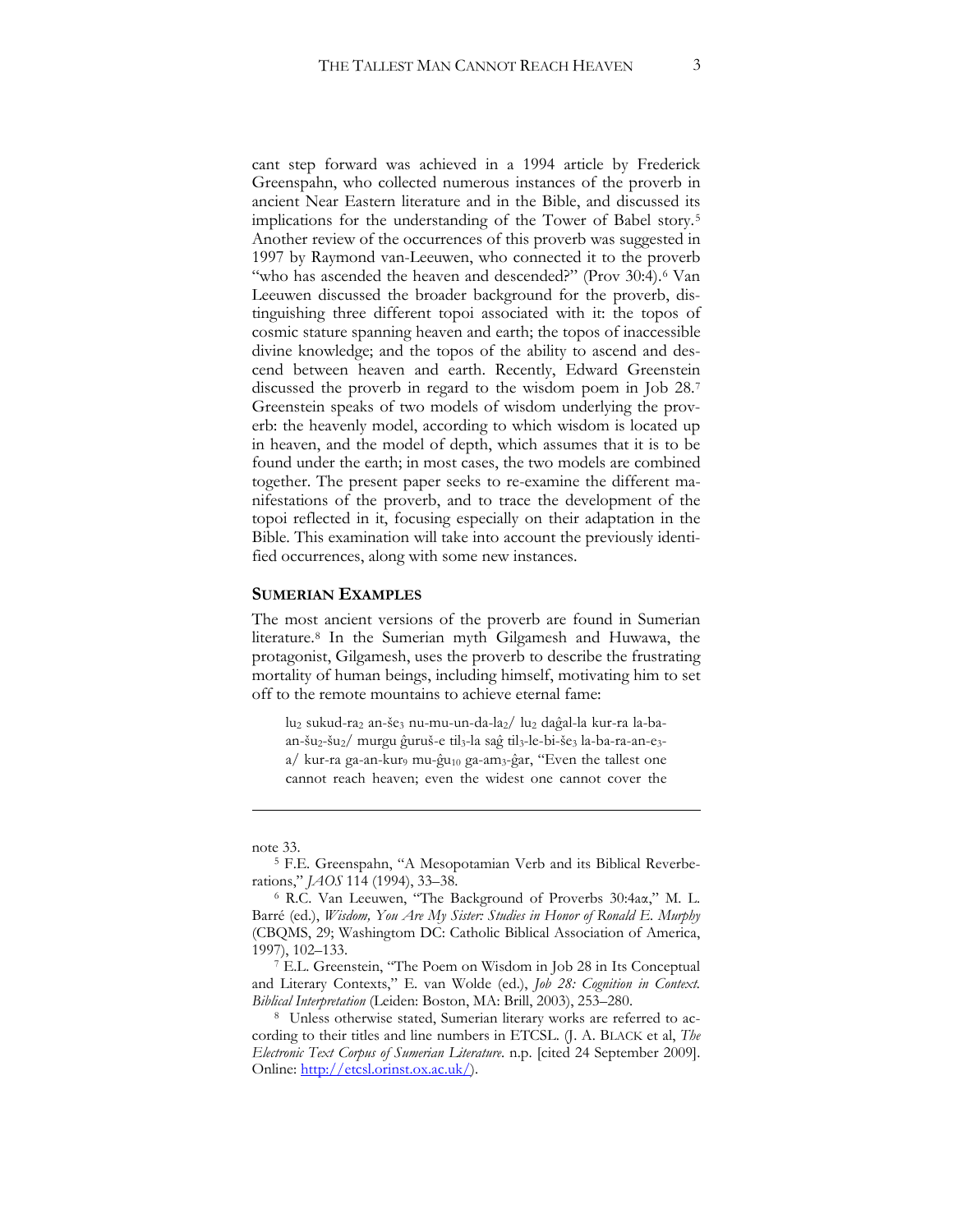cant step forward was achieved in a 1994 article by Frederick Greenspahn, who collected numerous instances of the proverb in ancient Near Eastern literature and in the Bible, and discussed its implications for the understanding of the Tower of Babel story.[5] Another review of the occurrences of this proverb was suggested in 1997 by Raymond van-Leeuwen, who connected it to the proverb "who has ascended the heaven and descended?" (Prov 30:4).[6] Van Leeuwen discussed the broader background for the proverb, distinguishing three different topoi associated with it: the topos of cosmic stature spanning heaven and earth; the topos of inaccessible divine knowledge; and the topos of the ability to ascend and descend between heaven and earth. Recently, Edward Greenstein discussed the proverb in regard to the wisdom poem in Job 28.[7] Greenstein speaks of two models of wisdom underlying the proverb: the heavenly model, according to which wisdom is located up in heaven, and the model of depth, which assumes that it is to be found under the earth; in most cases, the two models are combined together. The present paper seeks to re-examine the different manifestations of the proverb, and to trace the development of the topoi reflected in it, focusing especially on their adaptation in the Bible. This examination will take into account the previously identified occurrences, along with some new instances.

## SUMERIAN EXAMPLES

The most ancient versions of the proverb are found in Sumerian literature.[8] In the Sumerian myth Gilgamesh and Huwawa, the protagonist, Gilgamesh, uses the proverb to describe the frustrating mortality of human beings, including himself, motivating him to set off to the remote mountains to achieve eternal fame:

> lu$_2$ sukud-ra$_2$ an-še$_3$ nu-mu-un-da-la$_2$/ lu$_2$ daĝal-la kur-ra la-ba-an-šu$_2$-šu$_2$/ murgu ĝuruš-e til$_3$-la saĝ til$_3$-le-bi-še$_3$ la-ba-ra-an-e$_3$-a/ kur-ra ga-an-kur$_9$ mu-ĝu$_{10}$ ga-am$_3$-ĝar, "Even the tallest one cannot reach heaven; even the widest one cannot cover the

---

note 33.

[5] F.E. Greenspahn, "A Mesopotamian Verb and its Biblical Reverberations," *JAOS* 114 (1994), 33–38.

[6] R.C. Van Leeuwen, "The Background of Proverbs 30:4aα," M. L. Barré (ed.), *Wisdom, You Are My Sister: Studies in Honor of Ronald E. Murphy* (CBQMS, 29; Washingtom DC: Catholic Biblical Association of America, 1997), 102–133.

[7] E.L. Greenstein, "The Poem on Wisdom in Job 28 in Its Conceptual and Literary Contexts," E. van Wolde (ed.), *Job 28: Cognition in Context. Biblical Interpretation* (Leiden: Boston, MA: Brill, 2003), 253–280.

[8] Unless otherwise stated, Sumerian literary works are referred to according to their titles and line numbers in ETCSL. (J. A. BLACK et al, *The Electronic Text Corpus of Sumerian Literature*. n.p. [cited 24 September 2009]. Online: http://etcsl.orinst.ox.ac.uk/).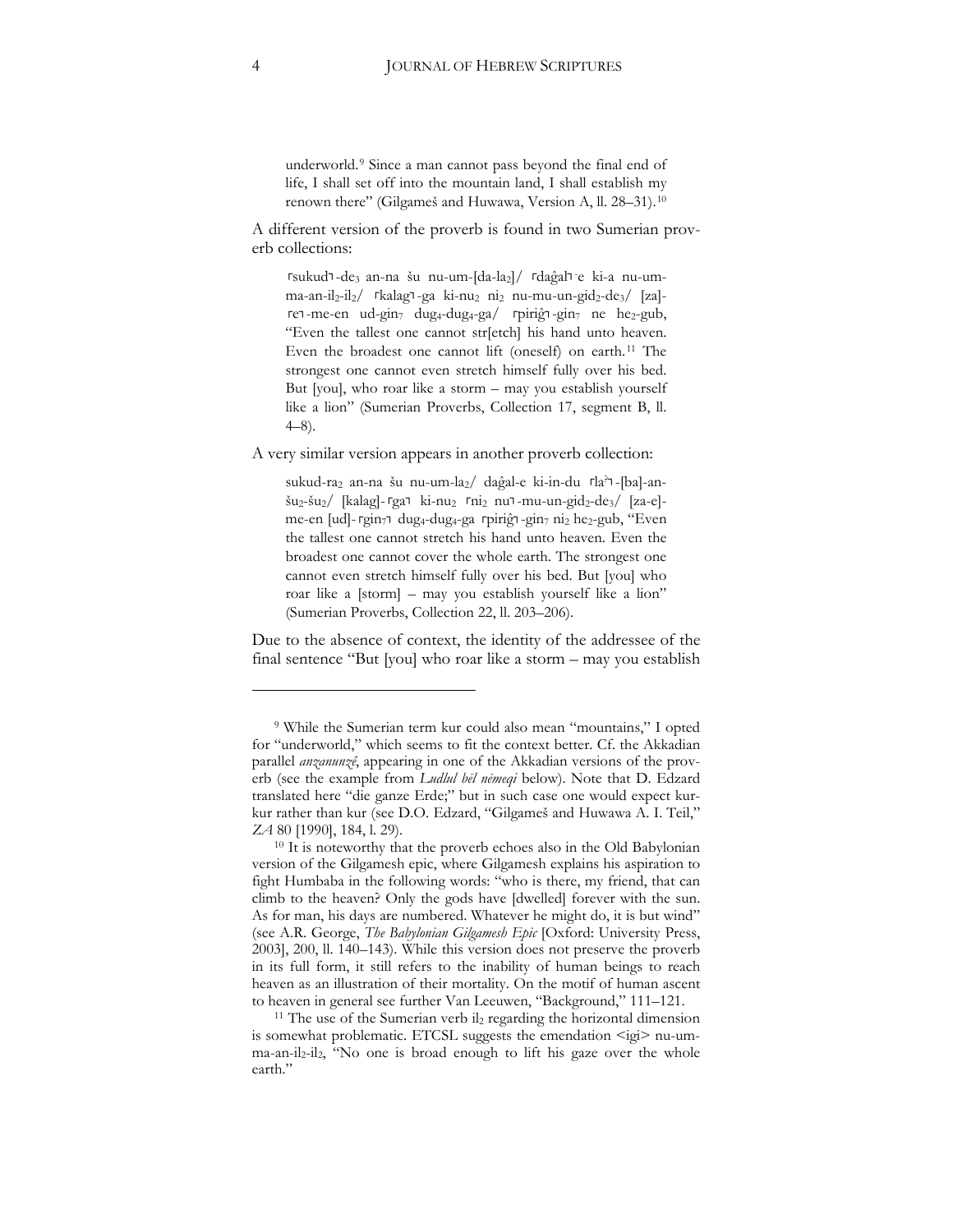underworld.[9] Since a man cannot pass beyond the final end of life, I shall set off into the mountain land, I shall establish my renown there" (Gilgameš and Huwawa, Version A, ll. 28–31).[10]

A different version of the proverb is found in two Sumerian proverb collections:

> ⌜sukud⌝-de₃ an-na šu nu-um-[da-la₂]/ ⌜daĝal⌝-e ki-a nu-um-ma-an-il₂-il₂/ ⌜kalag⌝-ga ki-nu₂ ni₂ nu-mu-un-gid₂-de₃/ [za]-⌜e⌝-me-en ud-gin₇ dug₄-dug₄-ga/ ⌜piriĝ⌝-gin₇ ne he₂-gub, "Even the tallest one cannot str[etch] his hand unto heaven. Even the broadest one cannot lift (oneself) on earth.[11] The strongest one cannot even stretch himself fully over his bed. But [you], who roar like a storm – may you establish yourself like a lion" (Sumerian Proverbs, Collection 17, segment B, ll. 4–8).

A very similar version appears in another proverb collection:

> sukud-ra₂ an-na šu nu-um-la₂/ daĝal-e ki-in-du ⌜la⌝-[ba]-an-šu₂-šu₂/ [kalag]-⌜ga⌝ ki-nu₂ ⌜ni₂ nu⌝-mu-un-gid₂-de₃/ [za-e]-me-en [ud]-⌜gin₇⌝ dug₄-dug₄-ga ⌜piriĝ⌝-gin₇ ni₂ he₂-gub, "Even the tallest one cannot stretch his hand unto heaven. Even the broadest one cannot cover the whole earth. The strongest one cannot even stretch himself fully over his bed. But [you] who roar like a [storm] – may you establish yourself like a lion" (Sumerian Proverbs, Collection 22, ll. 203–206).

Due to the absence of context, the identity of the addressee of the final sentence "But [you] who roar like a storm – may you establish

---

[9] While the Sumerian term kur could also mean "mountains," I opted for "underworld," which seems to fit the context better. Cf. the Akkadian parallel *anzanunzê*, appearing in one of the Akkadian versions of the proverb (see the example from *Ludlul bēl nēmeqi* below). Note that D. Edzard translated here "die ganze Erde;" but in such case one would expect kur-kur rather than kur (see D.O. Edzard, "Gilgameš and Huwawa A. I. Teil," *ZA* 80 [1990], 184, l. 29).

[10] It is noteworthy that the proverb echoes also in the Old Babylonian version of the Gilgamesh epic, where Gilgamesh explains his aspiration to fight Humbaba in the following words: "who is there, my friend, that can climb to the heaven? Only the gods have [dwelled] forever with the sun. As for man, his days are numbered. Whatever he might do, it is but wind" (see A.R. George, *The Babylonian Gilgamesh Epic* [Oxford: University Press, 2003], 200, ll. 140–143). While this version does not preserve the proverb in its full form, it still refers to the inability of human beings to reach heaven as an illustration of their mortality. On the motif of human ascent to heaven in general see further Van Leeuwen, "Background," 111–121.

[11] The use of the Sumerian verb il₂ regarding the horizontal dimension is somewhat problematic. ETCSL suggests the emendation <igi> nu-um-ma-an-il₂-il₂, "No one is broad enough to lift his gaze over the whole earth."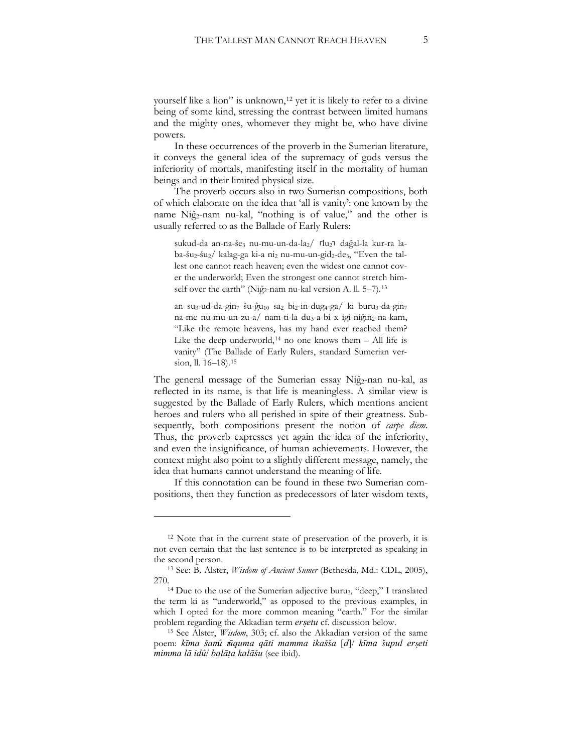yourself like a lion" is unknown,[12] yet it is likely to refer to a divine being of some kind, stressing the contrast between limited humans and the mighty ones, whomever they might be, who have divine powers.

In these occurrences of the proverb in the Sumerian literature, it conveys the general idea of the supremacy of gods versus the inferiority of mortals, manifesting itself in the mortality of human beings and in their limited physical size.

The proverb occurs also in two Sumerian compositions, both of which elaborate on the idea that 'all is vanity': one known by the name Niĝ$_2$-nam nu-kal, "nothing is of value," and the other is usually referred to as the Ballade of Early Rulers:

> sukud-da an-na-še$_3$ nu-mu-un-da-la$_2$/ ⌜lu$_2$⌝ daĝal-la kur-ra la-ba-šu$_2$-šu$_2$/ kalag-ga ki-a ni$_2$ nu-mu-un-gid$_2$-de$_3$, "Even the tallest one cannot reach heaven; even the widest one cannot cover the underworld; Even the strongest one cannot stretch himself over the earth" (Niĝ$_2$-nam nu-kal version A. ll. 5–7).[13]

> an su$_3$-ud-da-gin$_7$ šu-ĝu$_{10}$ sa$_2$ bi$_2$-in-dug$_4$-ga/ ki buru$_3$-da-gin$_7$ na-me nu-mu-un-zu-a/ nam-ti-la du$_3$-a-bi x igi-niĝin$_2$-na-kam, "Like the remote heavens, has my hand ever reached them? Like the deep underworld,[14] no one knows them – All life is vanity" (The Ballade of Early Rulers, standard Sumerian version, ll. 16–18).[15]

The general message of the Sumerian essay Niĝ$_2$-nan nu-kal, as reflected in its name, is that life is meaningless. A similar view is suggested by the Ballade of Early Rulers, which mentions ancient heroes and rulers who all perished in spite of their greatness. Subsequently, both compositions present the notion of *carpe diem*. Thus, the proverb expresses yet again the idea of the inferiority, and even the insignificance, of human achievements. However, the context might also point to a slightly different message, namely, the idea that humans cannot understand the meaning of life.

If this connotation can be found in these two Sumerian compositions, then they function as predecessors of later wisdom texts,

---

[12] Note that in the current state of preservation of the proverb, it is not even certain that the last sentence is to be interpreted as speaking in the second person.

[13] See: B. Alster, *Wisdom of Ancient Sumer* (Bethesda, Md.: CDL, 2005), 270.

[14] Due to the use of the Sumerian adjective buru$_3$, "deep," I translated the term ki as "underworld," as opposed to the previous examples, in which I opted for the more common meaning "earth." For the similar problem regarding the Akkadian term ***erṣetu*** cf. discussion below.

[15] See Alster, *Wisdom*, 303; cf. also the Akkadian version of the same poem: ***kīma šamû rūquma qāti mamma ikašša*** [*d*]/ ***kīma šupul erṣeti mimma lā idû***/ ***balāṭa kalāšu*** (see ibid).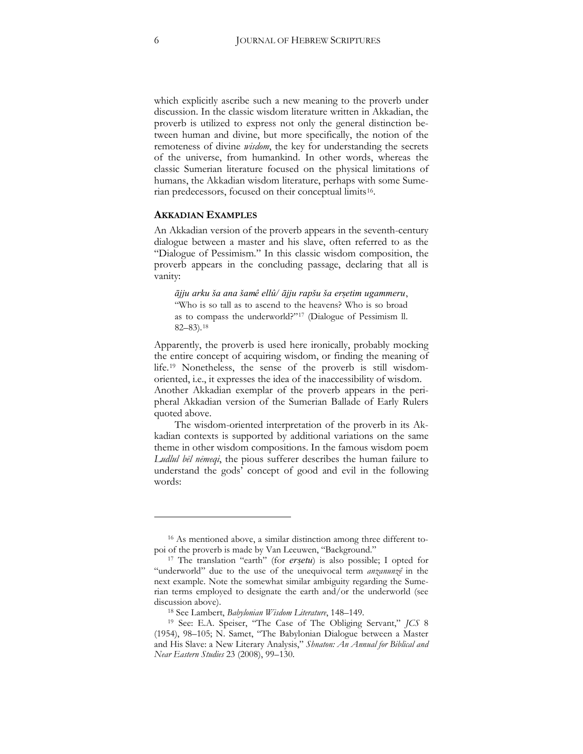which explicitly ascribe such a new meaning to the proverb under discussion. In the classic wisdom literature written in Akkadian, the proverb is utilized to express not only the general distinction between human and divine, but more specifically, the notion of the remoteness of divine *wisdom*, the key for understanding the secrets of the universe, from humankind. In other words, whereas the classic Sumerian literature focused on the physical limitations of humans, the Akkadian wisdom literature, perhaps with some Sumerian predecessors, focused on their conceptual limits[16].

### AKKADIAN EXAMPLES

An Akkadian version of the proverb appears in the seventh-century dialogue between a master and his slave, often referred to as the "Dialogue of Pessimism." In this classic wisdom composition, the proverb appears in the concluding passage, declaring that all is vanity:

> *ājju arku ša ana šamê ellû/ ājju rapšu ša erṣetim ugammeru*, "Who is so tall as to ascend to the heavens? Who is so broad as to compass the underworld?"[17] (Dialogue of Pessimism ll. 82–83).[18]

Apparently, the proverb is used here ironically, probably mocking the entire concept of acquiring wisdom, or finding the meaning of life.[19] Nonetheless, the sense of the proverb is still wisdom-oriented, i.e., it expresses the idea of the inaccessibility of wisdom. Another Akkadian exemplar of the proverb appears in the peripheral Akkadian version of the Sumerian Ballade of Early Rulers quoted above.

The wisdom-oriented interpretation of the proverb in its Akkadian contexts is supported by additional variations on the same theme in other wisdom compositions. In the famous wisdom poem *Ludlul bēl nēmeqi*, the pious sufferer describes the human failure to understand the gods' concept of good and evil in the following words:

---

[16] As mentioned above, a similar distinction among three different topoi of the proverb is made by Van Leeuwen, "Background."

[17] The translation "earth" (for *erṣetu*) is also possible; I opted for "underworld" due to the use of the unequivocal term *anzanunzê* in the next example. Note the somewhat similar ambiguity regarding the Sumerian terms employed to designate the earth and/or the underworld (see discussion above).

[18] See Lambert, *Babylonian Wisdom Literature*, 148–149.

[19] See: E.A. Speiser, "The Case of The Obliging Servant," *JCS* 8 (1954), 98–105; N. Samet, "The Babylonian Dialogue between a Master and His Slave: a New Literary Analysis," *Shnaton: An Annual for Biblical and Near Eastern Studies* 23 (2008), 99–130.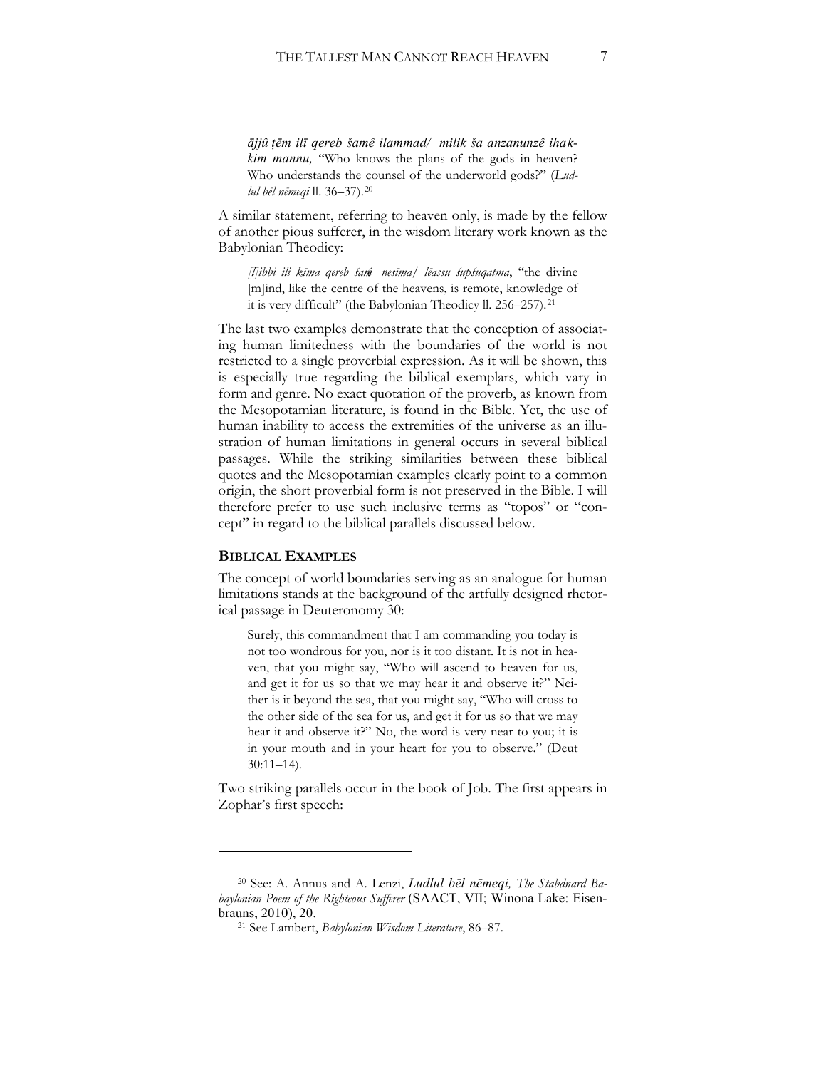*ājjû ṭēm ilī qereb šamê ilammad/ milik ša anzanunzê ihakkim mannu,* "Who knows the plans of the gods in heaven? Who understands the counsel of the underworld gods?" (*Ludlul bēl nēmeqi* ll. 36–37).[20]

A similar statement, referring to heaven only, is made by the fellow of another pious sufferer, in the wisdom literary work known as the Babylonian Theodicy:

> *[l]ibbi ili kīma qereb šamê nesīma/ lēassu šupšuqatma*, "the divine [m]ind, like the centre of the heavens, is remote, knowledge of it is very difficult" (the Babylonian Theodicy ll. 256–257).[21]

The last two examples demonstrate that the conception of associating human limitedness with the boundaries of the world is not restricted to a single proverbial expression. As it will be shown, this is especially true regarding the biblical exemplars, which vary in form and genre. No exact quotation of the proverb, as known from the Mesopotamian literature, is found in the Bible. Yet, the use of human inability to access the extremities of the universe as an illustration of human limitations in general occurs in several biblical passages. While the striking similarities between these biblical quotes and the Mesopotamian examples clearly point to a common origin, the short proverbial form is not preserved in the Bible. I will therefore prefer to use such inclusive terms as "topos" or "concept" in regard to the biblical parallels discussed below.

## Biblical Examples

The concept of world boundaries serving as an analogue for human limitations stands at the background of the artfully designed rhetorical passage in Deuteronomy 30:

> Surely, this commandment that I am commanding you today is not too wondrous for you, nor is it too distant. It is not in heaven, that you might say, "Who will ascend to heaven for us, and get it for us so that we may hear it and observe it?" Neither is it beyond the sea, that you might say, "Who will cross to the other side of the sea for us, and get it for us so that we may hear it and observe it?" No, the word is very near to you; it is in your mouth and in your heart for you to observe." (Deut 30:11–14).

Two striking parallels occur in the book of Job. The first appears in Zophar's first speech:

---

[20] See: A. Annus and A. Lenzi, *Ludlul bēl nēmeqi, The Stabdnard Babaylonian Poem of the Righteous Sufferer* (SAACT, VII; Winona Lake: Eisenbrauns, 2010), 20.

[21] See Lambert, *Babylonian Wisdom Literature*, 86–87.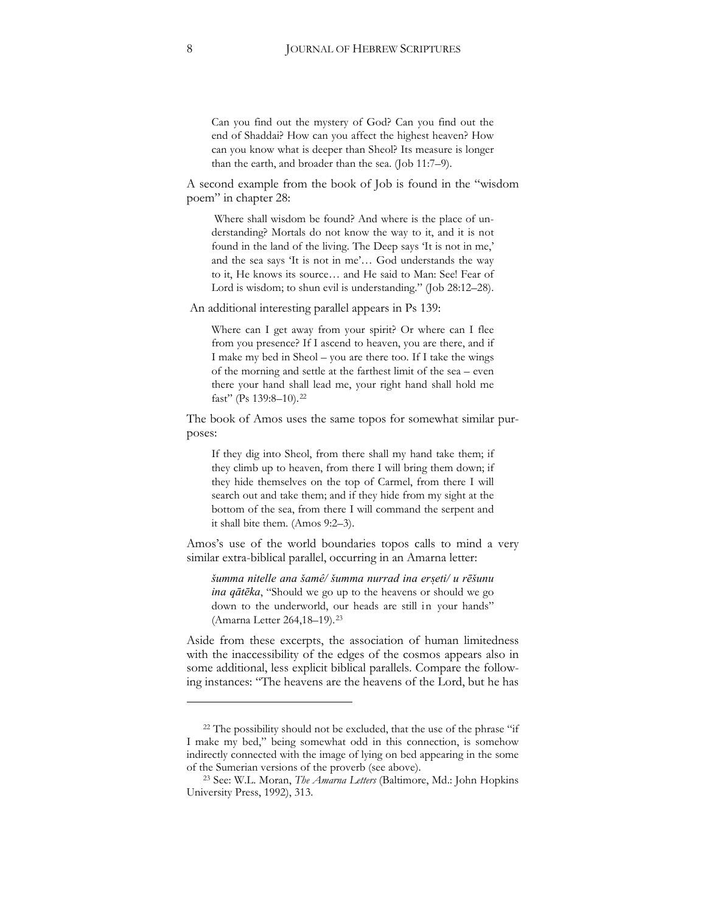> Can you find out the mystery of God? Can you find out the end of Shaddai? How can you affect the highest heaven? How can you know what is deeper than Sheol? Its measure is longer than the earth, and broader than the sea. (Job 11:7–9).

A second example from the book of Job is found in the "wisdom poem" in chapter 28:

> Where shall wisdom be found? And where is the place of understanding? Mortals do not know the way to it, and it is not found in the land of the living. The Deep says 'It is not in me,' and the sea says 'It is not in me'… God understands the way to it, He knows its source… and He said to Man: See! Fear of Lord is wisdom; to shun evil is understanding." (Job 28:12–28).

An additional interesting parallel appears in Ps 139:

> Where can I get away from your spirit? Or where can I flee from you presence? If I ascend to heaven, you are there, and if I make my bed in Sheol – you are there too. If I take the wings of the morning and settle at the farthest limit of the sea – even there your hand shall lead me, your right hand shall hold me fast" (Ps 139:8–10).[22]

The book of Amos uses the same topos for somewhat similar purposes:

> If they dig into Sheol, from there shall my hand take them; if they climb up to heaven, from there I will bring them down; if they hide themselves on the top of Carmel, from there I will search out and take them; and if they hide from my sight at the bottom of the sea, from there I will command the serpent and it shall bite them. (Amos 9:2–3).

Amos's use of the world boundaries topos calls to mind a very similar extra-biblical parallel, occurring in an Amarna letter:

> ***šumma nitelle ana šamê/ šumma nurrad ina erṣeti/ u rēšunu ina qātēka***, "Should we go up to the heavens or should we go down to the underworld, our heads are still in your hands" (Amarna Letter 264,18–19).[23]

Aside from these excerpts, the association of human limitedness with the inaccessibility of the edges of the cosmos appears also in some additional, less explicit biblical parallels. Compare the following instances: "The heavens are the heavens of the Lord, but he has

---

[22] The possibility should not be excluded, that the use of the phrase "if I make my bed," being somewhat odd in this connection, is somehow indirectly connected with the image of lying on bed appearing in the some of the Sumerian versions of the proverb (see above).

[23] See: W.L. Moran, *The Amarna Letters* (Baltimore, Md.: John Hopkins University Press, 1992), 313.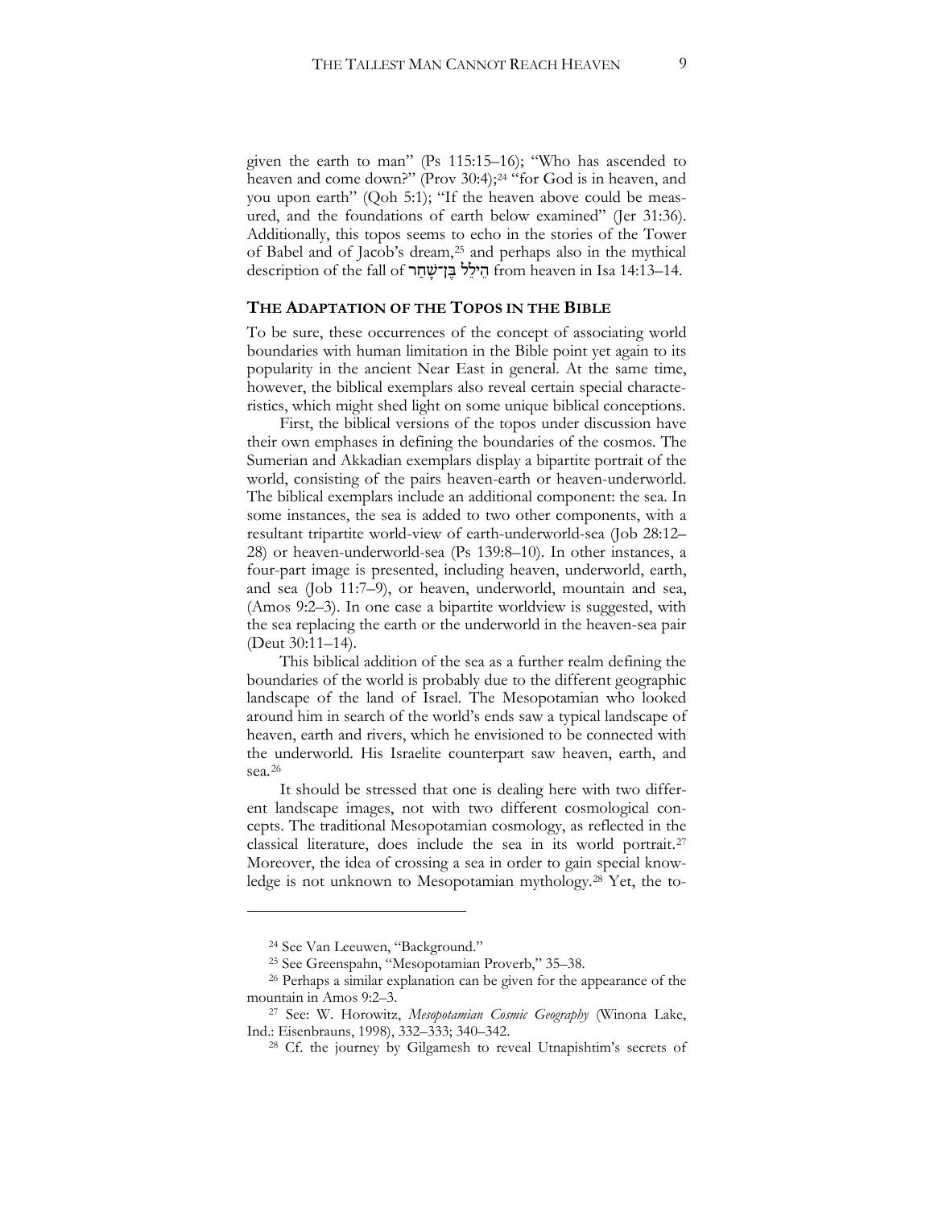given the earth to man" (Ps 115:15–16); "Who has ascended to heaven and come down?" (Prov 30:4);[24] "for God is in heaven, and you upon earth" (Qoh 5:1); "If the heaven above could be measured, and the foundations of earth below examined" (Jer 31:36). Additionally, this topos seems to echo in the stories of the Tower of Babel and of Jacob's dream,[25] and perhaps also in the mythical description of the fall of הֵילֵל בֶּן־שָׁחַר from heaven in Isa 14:13–14.

## THE ADAPTATION OF THE TOPOS IN THE BIBLE

To be sure, these occurrences of the concept of associating world boundaries with human limitation in the Bible point yet again to its popularity in the ancient Near East in general. At the same time, however, the biblical exemplars also reveal certain special characteristics, which might shed light on some unique biblical conceptions.

First, the biblical versions of the topos under discussion have their own emphases in defining the boundaries of the cosmos. The Sumerian and Akkadian exemplars display a bipartite portrait of the world, consisting of the pairs heaven-earth or heaven-underworld. The biblical exemplars include an additional component: the sea. In some instances, the sea is added to two other components, with a resultant tripartite world-view of earth-underworld-sea (Job 28:12–28) or heaven-underworld-sea (Ps 139:8–10). In other instances, a four-part image is presented, including heaven, underworld, earth, and sea (Job 11:7–9), or heaven, underworld, mountain and sea, (Amos 9:2–3). In one case a bipartite worldview is suggested, with the sea replacing the earth or the underworld in the heaven-sea pair (Deut 30:11–14).

This biblical addition of the sea as a further realm defining the boundaries of the world is probably due to the different geographic landscape of the land of Israel. The Mesopotamian who looked around him in search of the world's ends saw a typical landscape of heaven, earth and rivers, which he envisioned to be connected with the underworld. His Israelite counterpart saw heaven, earth, and sea.[26]

It should be stressed that one is dealing here with two different landscape images, not with two different cosmological concepts. The traditional Mesopotamian cosmology, as reflected in the classical literature, does include the sea in its world portrait.[27] Moreover, the idea of crossing a sea in order to gain special knowledge is not unknown to Mesopotamian mythology.[28] Yet, the to-

---

[24] See Van Leeuwen, "Background."

[25] See Greenspahn, "Mesopotamian Proverb," 35–38.

[26] Perhaps a similar explanation can be given for the appearance of the mountain in Amos 9:2–3.

[27] See: W. Horowitz, *Mesopotamian Cosmic Geography* (Winona Lake, Ind.: Eisenbrauns, 1998), 332–333; 340–342.

[28] Cf. the journey by Gilgamesh to reveal Utnapishtim's secrets of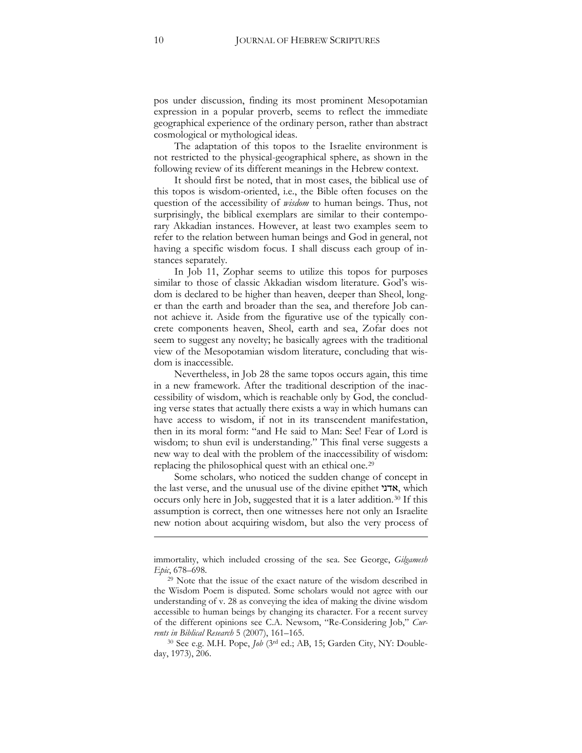pos under discussion, finding its most prominent Mesopotamian expression in a popular proverb, seems to reflect the immediate geographical experience of the ordinary person, rather than abstract cosmological or mythological ideas.

The adaptation of this topos to the Israelite environment is not restricted to the physical-geographical sphere, as shown in the following review of its different meanings in the Hebrew context.

It should first be noted, that in most cases, the biblical use of this topos is wisdom-oriented, i.e., the Bible often focuses on the question of the accessibility of *wisdom* to human beings. Thus, not surprisingly, the biblical exemplars are similar to their contemporary Akkadian instances. However, at least two examples seem to refer to the relation between human beings and God in general, not having a specific wisdom focus. I shall discuss each group of instances separately.

In Job 11, Zophar seems to utilize this topos for purposes similar to those of classic Akkadian wisdom literature. God's wisdom is declared to be higher than heaven, deeper than Sheol, longer than the earth and broader than the sea, and therefore Job cannot achieve it. Aside from the figurative use of the typically concrete components heaven, Sheol, earth and sea, Zofar does not seem to suggest any novelty; he basically agrees with the traditional view of the Mesopotamian wisdom literature, concluding that wisdom is inaccessible.

Nevertheless, in Job 28 the same topos occurs again, this time in a new framework. After the traditional description of the inaccessibility of wisdom, which is reachable only by God, the concluding verse states that actually there exists a way in which humans can have access to wisdom, if not in its transcendent manifestation, then in its moral form: "and He said to Man: See! Fear of Lord is wisdom; to shun evil is understanding." This final verse suggests a new way to deal with the problem of the inaccessibility of wisdom: replacing the philosophical quest with an ethical one.[29]

Some scholars, who noticed the sudden change of concept in the last verse, and the unusual use of the divine epithet אדני, which occurs only here in Job, suggested that it is a later addition.[30] If this assumption is correct, then one witnesses here not only an Israelite new notion about acquiring wisdom, but also the very process of

---

immortality, which included crossing of the sea. See George, *Gilgamesh Epic*, 678–698.

[29] Note that the issue of the exact nature of the wisdom described in the Wisdom Poem is disputed. Some scholars would not agree with our understanding of v. 28 as conveying the idea of making the divine wisdom accessible to human beings by changing its character. For a recent survey of the different opinions see C.A. Newsom, "Re-Considering Job," *Currents in Biblical Research* 5 (2007), 161–165.

[30] See e.g. M.H. Pope, *Job* (3rd ed.; AB, 15; Garden City, NY: Doubleday, 1973), 206.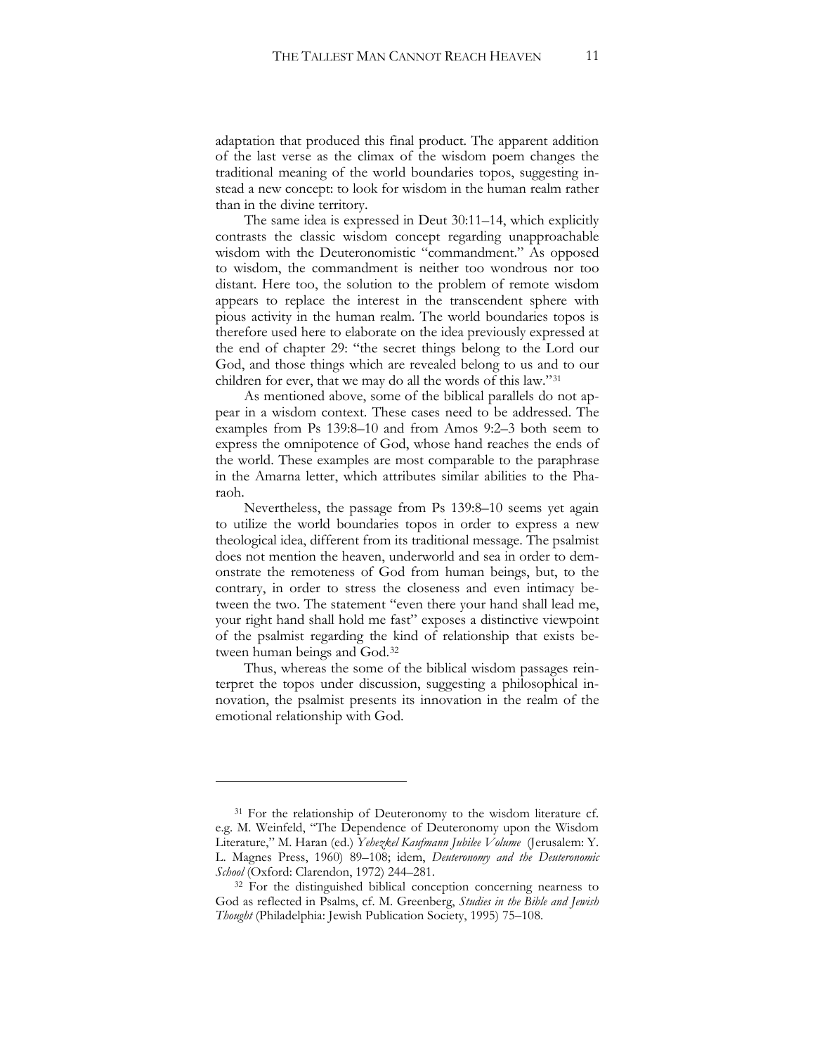adaptation that produced this final product. The apparent addition of the last verse as the climax of the wisdom poem changes the traditional meaning of the world boundaries topos, suggesting instead a new concept: to look for wisdom in the human realm rather than in the divine territory.

The same idea is expressed in Deut 30:11–14, which explicitly contrasts the classic wisdom concept regarding unapproachable wisdom with the Deuteronomistic "commandment." As opposed to wisdom, the commandment is neither too wondrous nor too distant. Here too, the solution to the problem of remote wisdom appears to replace the interest in the transcendent sphere with pious activity in the human realm. The world boundaries topos is therefore used here to elaborate on the idea previously expressed at the end of chapter 29: "the secret things belong to the Lord our God, and those things which are revealed belong to us and to our children for ever, that we may do all the words of this law."[31]

As mentioned above, some of the biblical parallels do not appear in a wisdom context. These cases need to be addressed. The examples from Ps 139:8–10 and from Amos 9:2–3 both seem to express the omnipotence of God, whose hand reaches the ends of the world. These examples are most comparable to the paraphrase in the Amarna letter, which attributes similar abilities to the Pharaoh.

Nevertheless, the passage from Ps 139:8–10 seems yet again to utilize the world boundaries topos in order to express a new theological idea, different from its traditional message. The psalmist does not mention the heaven, underworld and sea in order to demonstrate the remoteness of God from human beings, but, to the contrary, in order to stress the closeness and even intimacy between the two. The statement "even there your hand shall lead me, your right hand shall hold me fast" exposes a distinctive viewpoint of the psalmist regarding the kind of relationship that exists between human beings and God.[32]

Thus, whereas the some of the biblical wisdom passages reinterpret the topos under discussion, suggesting a philosophical innovation, the psalmist presents its innovation in the realm of the emotional relationship with God.

---

[31] For the relationship of Deuteronomy to the wisdom literature cf. e.g. M. Weinfeld, "The Dependence of Deuteronomy upon the Wisdom Literature," M. Haran (ed.) *Yehezkel Kaufmann Jubilee Volume* (Jerusalem: Y. L. Magnes Press, 1960) 89–108; idem, *Deuteronomy and the Deuteronomic School* (Oxford: Clarendon, 1972) 244–281.

[32] For the distinguished biblical conception concerning nearness to God as reflected in Psalms, cf. M. Greenberg, *Studies in the Bible and Jewish Thought* (Philadelphia: Jewish Publication Society, 1995) 75–108.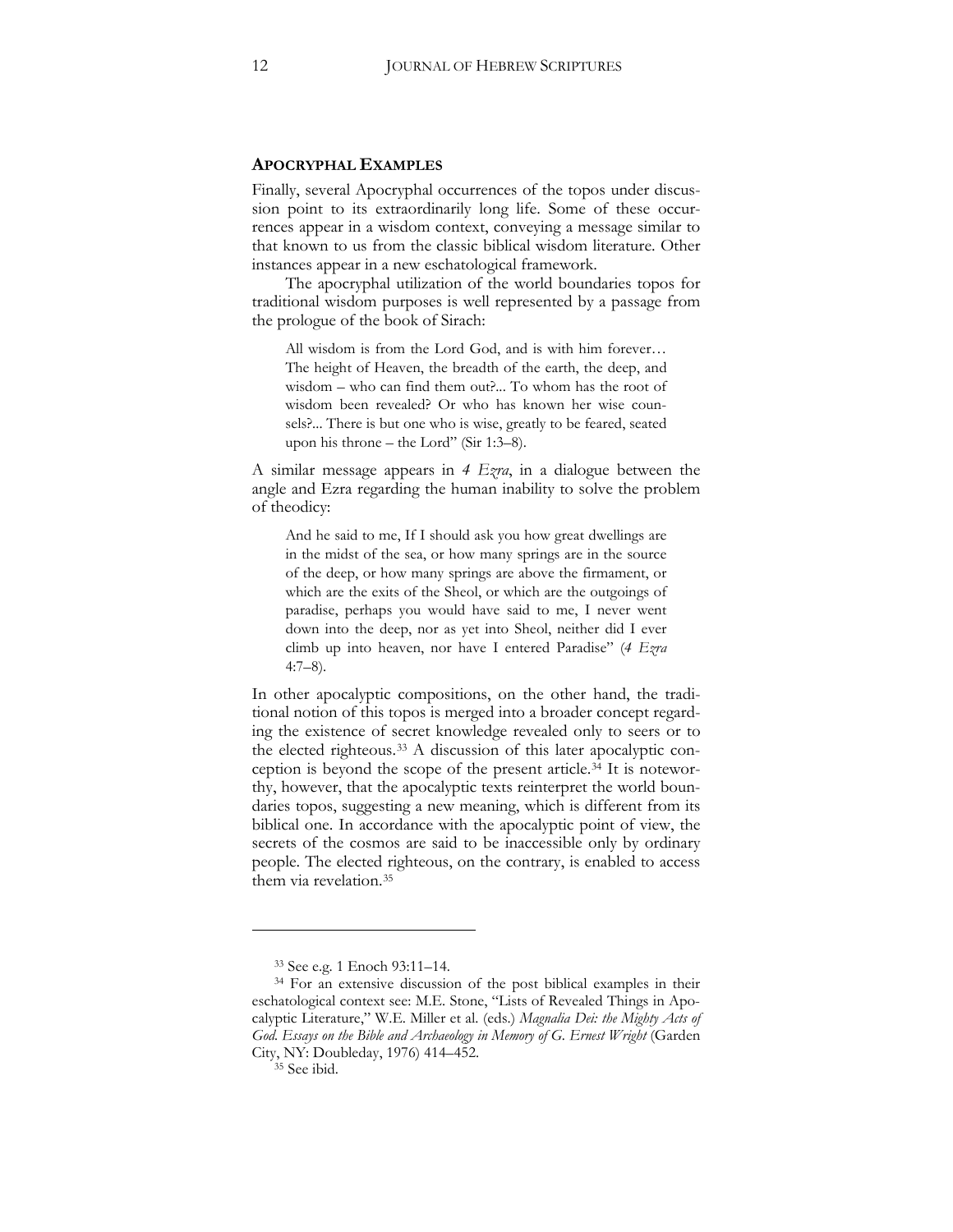## APOCRYPHAL EXAMPLES

Finally, several Apocryphal occurrences of the topos under discussion point to its extraordinarily long life. Some of these occurrences appear in a wisdom context, conveying a message similar to that known to us from the classic biblical wisdom literature. Other instances appear in a new eschatological framework.

The apocryphal utilization of the world boundaries topos for traditional wisdom purposes is well represented by a passage from the prologue of the book of Sirach:

> All wisdom is from the Lord God, and is with him forever… The height of Heaven, the breadth of the earth, the deep, and wisdom – who can find them out?... To whom has the root of wisdom been revealed? Or who has known her wise counsels?... There is but one who is wise, greatly to be feared, seated upon his throne – the Lord" (Sir 1:3–8).

A similar message appears in *4 Ezra*, in a dialogue between the angle and Ezra regarding the human inability to solve the problem of theodicy:

> And he said to me, If I should ask you how great dwellings are in the midst of the sea, or how many springs are in the source of the deep, or how many springs are above the firmament, or which are the exits of the Sheol, or which are the outgoings of paradise, perhaps you would have said to me, I never went down into the deep, nor as yet into Sheol, neither did I ever climb up into heaven, nor have I entered Paradise" (*4 Ezra* 4:7–8).

In other apocalyptic compositions, on the other hand, the traditional notion of this topos is merged into a broader concept regarding the existence of secret knowledge revealed only to seers or to the elected righteous.[33] A discussion of this later apocalyptic conception is beyond the scope of the present article.[34] It is noteworthy, however, that the apocalyptic texts reinterpret the world boundaries topos, suggesting a new meaning, which is different from its biblical one. In accordance with the apocalyptic point of view, the secrets of the cosmos are said to be inaccessible only by ordinary people. The elected righteous, on the contrary, is enabled to access them via revelation.[35]

---

[33] See e.g. 1 Enoch 93:11–14.

[34] For an extensive discussion of the post biblical examples in their eschatological context see: M.E. Stone, "Lists of Revealed Things in Apocalyptic Literature," W.E. Miller et al. (eds.) *Magnalia Dei: the Mighty Acts of God. Essays on the Bible and Archaeology in Memory of G. Ernest Wright* (Garden City, NY: Doubleday, 1976) 414–452.

[35] See ibid.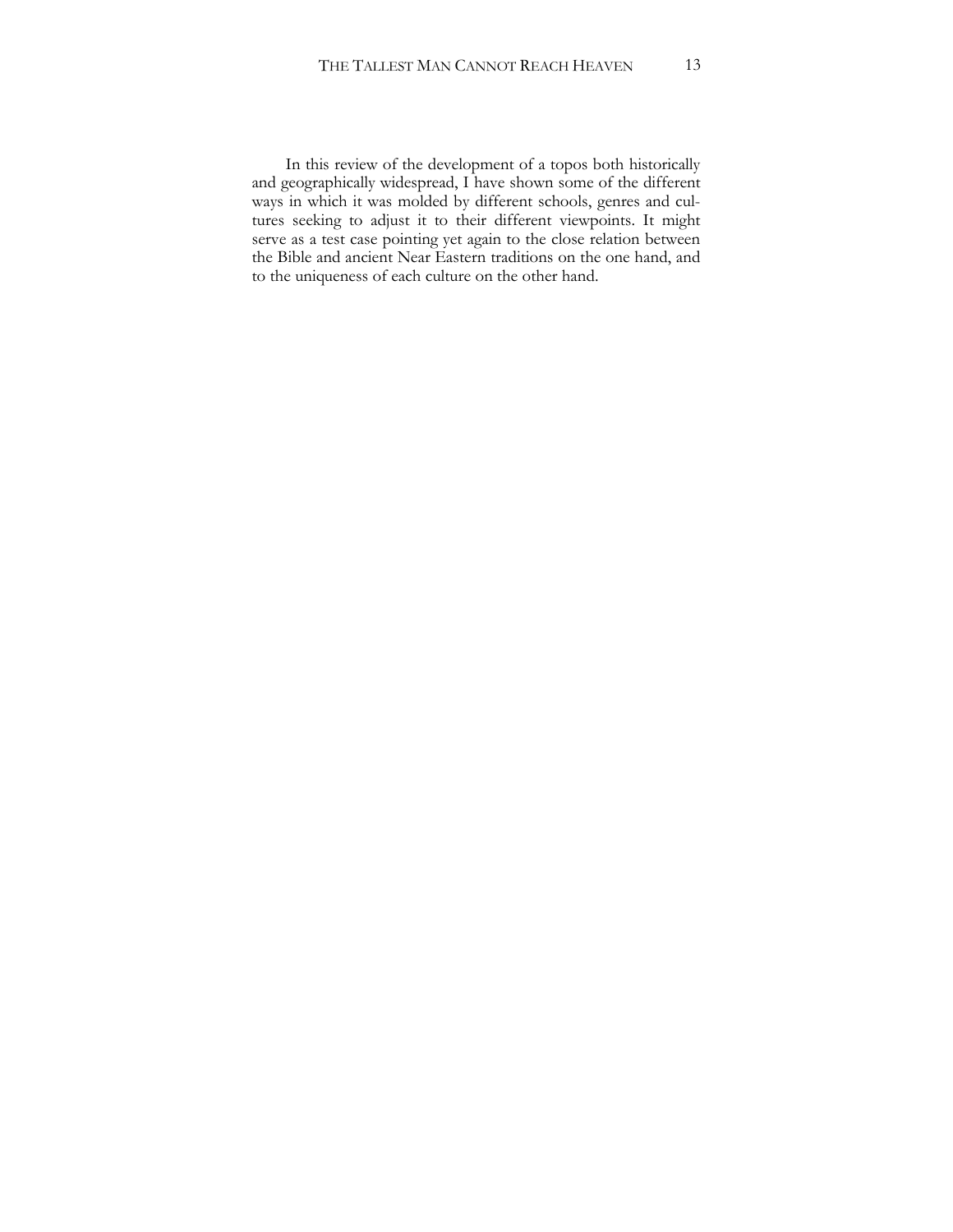In this review of the development of a topos both historically and geographically widespread, I have shown some of the different ways in which it was molded by different schools, genres and cultures seeking to adjust it to their different viewpoints. It might serve as a test case pointing yet again to the close relation between the Bible and ancient Near Eastern traditions on the one hand, and to the uniqueness of each culture on the other hand.